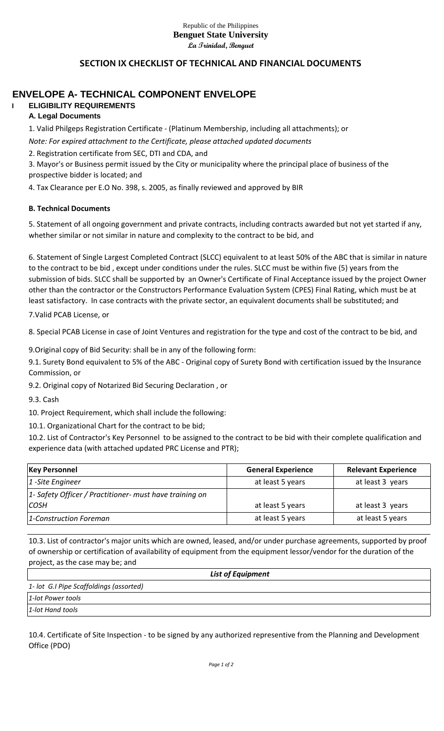Republic of the Philippines
**Benguet State University**
**La Trinidad, Benguet**

## SECTION IX CHECKLIST OF TECHNICAL AND FINANCIAL DOCUMENTS

# ENVELOPE A- TECHNICAL COMPONENT ENVELOPE

### I ELIGIBILITY REQUIREMENTS

**A. Legal Documents**

1. Valid Philgeps Registration Certificate - (Platinum Membership, including all attachments); or

*Note: For expired attachment to the Certificate, please attached updated documents*

2. Registration certificate from SEC, DTI and CDA, and

3. Mayor's or Business permit issued by the City or municipality where the principal place of business of the prospective bidder is located; and

4. Tax Clearance per E.O No. 398, s. 2005, as finally reviewed and approved by BIR

**B. Technical Documents**

5. Statement of all ongoing government and private contracts, including contracts awarded but not yet started if any, whether similar or not similar in nature and complexity to the contract to be bid, and

6. Statement of Single Largest Completed Contract (SLCC) equivalent to at least 50% of the ABC that is similar in nature to the contract to be bid , except under conditions under the rules. SLCC must be within five (5) years from the submission of bids. SLCC shall be supported by an Owner's Certificate of Final Acceptance issued by the project Owner other than the contractor or the Constructors Performance Evaluation System (CPES) Final Rating, which must be at least satisfactory. In case contracts with the private sector, an equivalent documents shall be substituted; and

7.Valid PCAB License, or

8. Special PCAB License in case of Joint Ventures and registration for the type and cost of the contract to be bid, and

9.Original copy of Bid Security: shall be in any of the following form:

9.1. Surety Bond equivalent to 5% of the ABC - Original copy of Surety Bond with certification issued by the Insurance Commission, or

9.2. Original copy of Notarized Bid Securing Declaration , or

9.3. Cash

10. Project Requirement, which shall include the following:

10.1. Organizational Chart for the contract to be bid;

10.2. List of Contractor's Key Personnel to be assigned to the contract to be bid with their complete qualification and experience data (with attached updated PRC License and PTR);

| Key Personnel | General Experience | Relevant Experience |
|---|---|---|
| *1 -Site Engineer* | at least 5 years | at least 3 years |
| *1- Safety Officer / Practitioner- must have training on COSH* | at least 5 years | at least 3 years |
| *1-Construction Foreman* | at least 5 years | at least 5 years |

10.3. List of contractor's major units which are owned, leased, and/or under purchase agreements, supported by proof of ownership or certification of availability of equipment from the equipment lessor/vendor for the duration of the project, as the case may be; and

| *List of Equipment* |
|---|
| *1- lot G.I Pipe Scaffoldings (assorted)* |
| *1-lot Power tools* |
| *1-lot Hand tools* |

10.4. Certificate of Site Inspection - to be signed by any authorized represantive from the Planning and Development Office (PDO)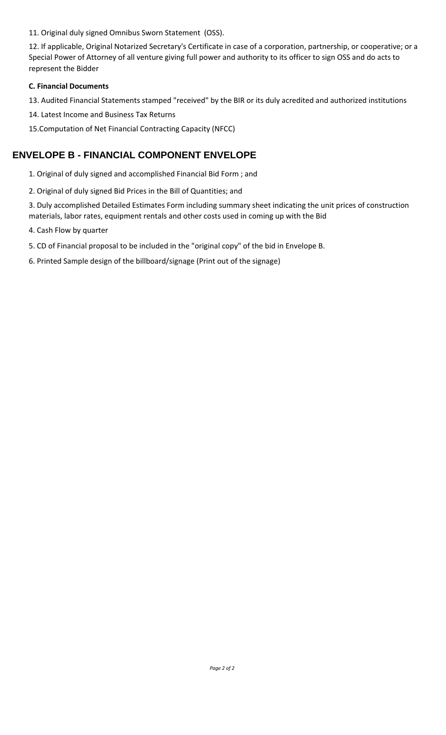11. Original duly signed Omnibus Sworn Statement (OSS).

12. If applicable, Original Notarized Secretary's Certificate in case of a corporation, partnership, or cooperative; or a Special Power of Attorney of all venture giving full power and authority to its officer to sign OSS and do acts to represent the Bidder

**C. Financial Documents**

13. Audited Financial Statements stamped "received" by the BIR or its duly acredited and authorized institutions

14. Latest Income and Business Tax Returns

15.Computation of Net Financial Contracting Capacity (NFCC)

## ENVELOPE B - FINANCIAL COMPONENT ENVELOPE

1. Original of duly signed and accomplished Financial Bid Form ; and

2. Original of duly signed Bid Prices in the Bill of Quantities; and

3. Duly accomplished Detailed Estimates Form including summary sheet indicating the unit prices of construction materials, labor rates, equipment rentals and other costs used in coming up with the Bid

4. Cash Flow by quarter

5. CD of Financial proposal to be included in the "original copy" of the bid in Envelope B.

6. Printed Sample design of the billboard/signage (Print out of the signage)